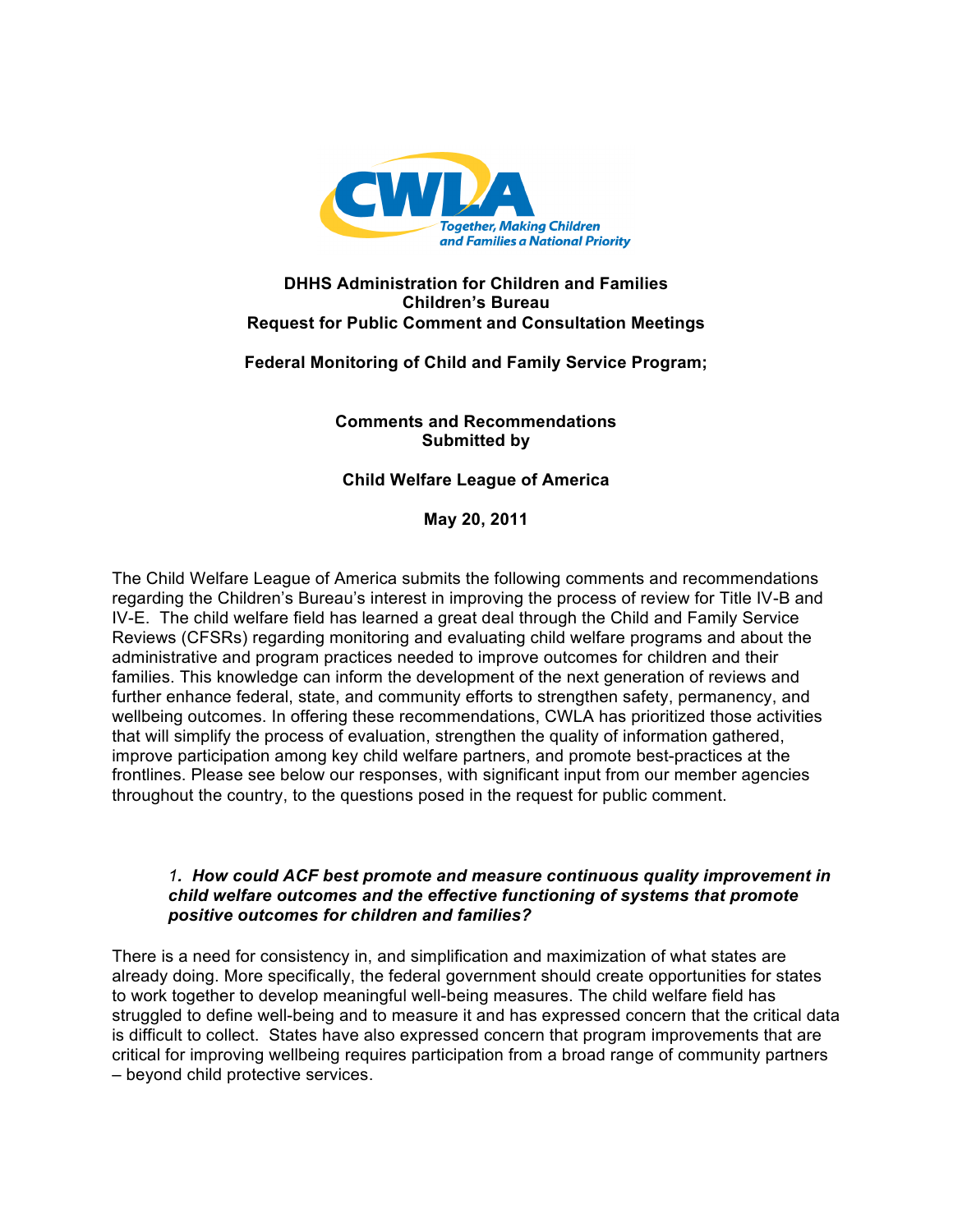CWLA

*Together, Making Children and Families a National Priority*

**DHHS Administration for Children and Families**
**Children's Bureau**
**Request for Public Comment and Consultation Meetings**

**Federal Monitoring of Child and Family Service Program;**

**Comments and Recommendations**
**Submitted by**

**Child Welfare League of America**

**May 20, 2011**

The Child Welfare League of America submits the following comments and recommendations regarding the Children's Bureau's interest in improving the process of review for Title IV-B and IV-E. The child welfare field has learned a great deal through the Child and Family Service Reviews (CFSRs) regarding monitoring and evaluating child welfare programs and about the administrative and program practices needed to improve outcomes for children and their families. This knowledge can inform the development of the next generation of reviews and further enhance federal, state, and community efforts to strengthen safety, permanency, and wellbeing outcomes. In offering these recommendations, CWLA has prioritized those activities that will simplify the process of evaluation, strengthen the quality of information gathered, improve participation among key child welfare partners, and promote best-practices at the frontlines. Please see below our responses, with significant input from our member agencies throughout the country, to the questions posed in the request for public comment.

1. ***How could ACF best promote and measure continuous quality improvement in child welfare outcomes and the effective functioning of systems that promote positive outcomes for children and families?***

There is a need for consistency in, and simplification and maximization of what states are already doing. More specifically, the federal government should create opportunities for states to work together to develop meaningful well-being measures. The child welfare field has struggled to define well-being and to measure it and has expressed concern that the critical data is difficult to collect. States have also expressed concern that program improvements that are critical for improving wellbeing requires participation from a broad range of community partners – beyond child protective services.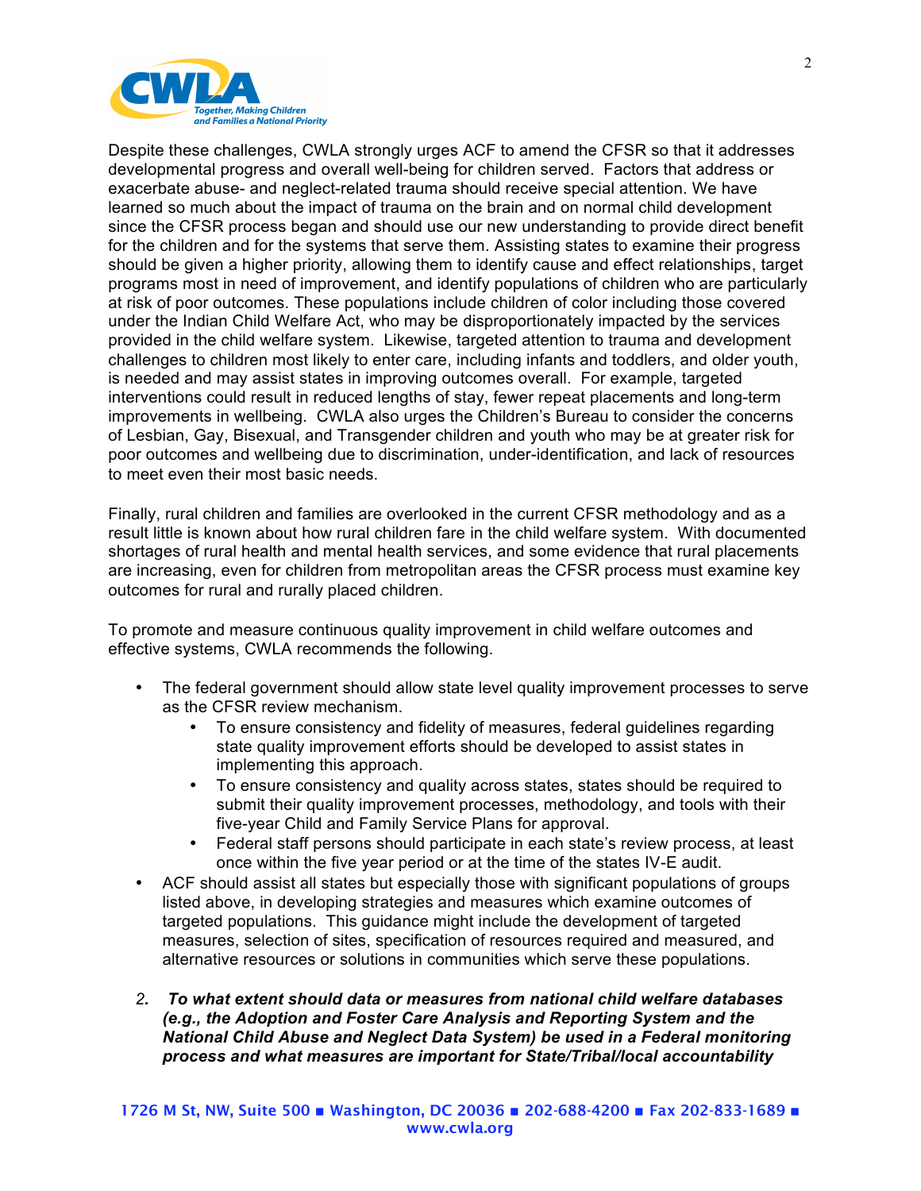Despite these challenges, CWLA strongly urges ACF to amend the CFSR so that it addresses developmental progress and overall well-being for children served. Factors that address or exacerbate abuse- and neglect-related trauma should receive special attention. We have learned so much about the impact of trauma on the brain and on normal child development since the CFSR process began and should use our new understanding to provide direct benefit for the children and for the systems that serve them. Assisting states to examine their progress should be given a higher priority, allowing them to identify cause and effect relationships, target programs most in need of improvement, and identify populations of children who are particularly at risk of poor outcomes. These populations include children of color including those covered under the Indian Child Welfare Act, who may be disproportionately impacted by the services provided in the child welfare system. Likewise, targeted attention to trauma and development challenges to children most likely to enter care, including infants and toddlers, and older youth, is needed and may assist states in improving outcomes overall. For example, targeted interventions could result in reduced lengths of stay, fewer repeat placements and long-term improvements in wellbeing. CWLA also urges the Children's Bureau to consider the concerns of Lesbian, Gay, Bisexual, and Transgender children and youth who may be at greater risk for poor outcomes and wellbeing due to discrimination, under-identification, and lack of resources to meet even their most basic needs.

Finally, rural children and families are overlooked in the current CFSR methodology and as a result little is known about how rural children fare in the child welfare system. With documented shortages of rural health and mental health services, and some evidence that rural placements are increasing, even for children from metropolitan areas the CFSR process must examine key outcomes for rural and rurally placed children.

To promote and measure continuous quality improvement in child welfare outcomes and effective systems, CWLA recommends the following.

- The federal government should allow state level quality improvement processes to serve as the CFSR review mechanism.
    - To ensure consistency and fidelity of measures, federal guidelines regarding state quality improvement efforts should be developed to assist states in implementing this approach.
    - To ensure consistency and quality across states, states should be required to submit their quality improvement processes, methodology, and tools with their five-year Child and Family Service Plans for approval.
    - Federal staff persons should participate in each state's review process, at least once within the five year period or at the time of the states IV-E audit.
- ACF should assist all states but especially those with significant populations of groups listed above, in developing strategies and measures which examine outcomes of targeted populations. This guidance might include the development of targeted measures, selection of sites, specification of resources required and measured, and alternative resources or solutions in communities which serve these populations.

2. ***To what extent should data or measures from national child welfare databases (e.g., the Adoption and Foster Care Analysis and Reporting System and the National Child Abuse and Neglect Data System) be used in a Federal monitoring process and what measures are important for State/Tribal/local accountability***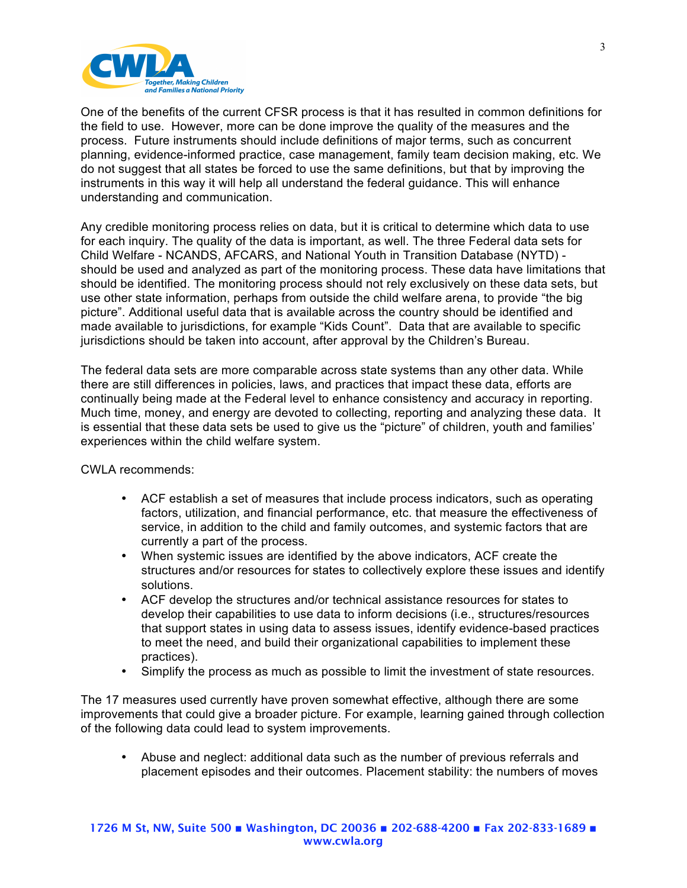One of the benefits of the current CFSR process is that it has resulted in common definitions for the field to use. However, more can be done improve the quality of the measures and the process. Future instruments should include definitions of major terms, such as concurrent planning, evidence-informed practice, case management, family team decision making, etc. We do not suggest that all states be forced to use the same definitions, but that by improving the instruments in this way it will help all understand the federal guidance. This will enhance understanding and communication.

Any credible monitoring process relies on data, but it is critical to determine which data to use for each inquiry. The quality of the data is important, as well. The three Federal data sets for Child Welfare - NCANDS, AFCARS, and National Youth in Transition Database (NYTD) - should be used and analyzed as part of the monitoring process. These data have limitations that should be identified. The monitoring process should not rely exclusively on these data sets, but use other state information, perhaps from outside the child welfare arena, to provide "the big picture". Additional useful data that is available across the country should be identified and made available to jurisdictions, for example "Kids Count". Data that are available to specific jurisdictions should be taken into account, after approval by the Children's Bureau.

The federal data sets are more comparable across state systems than any other data. While there are still differences in policies, laws, and practices that impact these data, efforts are continually being made at the Federal level to enhance consistency and accuracy in reporting. Much time, money, and energy are devoted to collecting, reporting and analyzing these data. It is essential that these data sets be used to give us the "picture" of children, youth and families' experiences within the child welfare system.

CWLA recommends:

- ACF establish a set of measures that include process indicators, such as operating factors, utilization, and financial performance, etc. that measure the effectiveness of service, in addition to the child and family outcomes, and systemic factors that are currently a part of the process.
- When systemic issues are identified by the above indicators, ACF create the structures and/or resources for states to collectively explore these issues and identify solutions.
- ACF develop the structures and/or technical assistance resources for states to develop their capabilities to use data to inform decisions (i.e., structures/resources that support states in using data to assess issues, identify evidence-based practices to meet the need, and build their organizational capabilities to implement these practices).
- Simplify the process as much as possible to limit the investment of state resources.

The 17 measures used currently have proven somewhat effective, although there are some improvements that could give a broader picture. For example, learning gained through collection of the following data could lead to system improvements.

- Abuse and neglect: additional data such as the number of previous referrals and placement episodes and their outcomes. Placement stability: the numbers of moves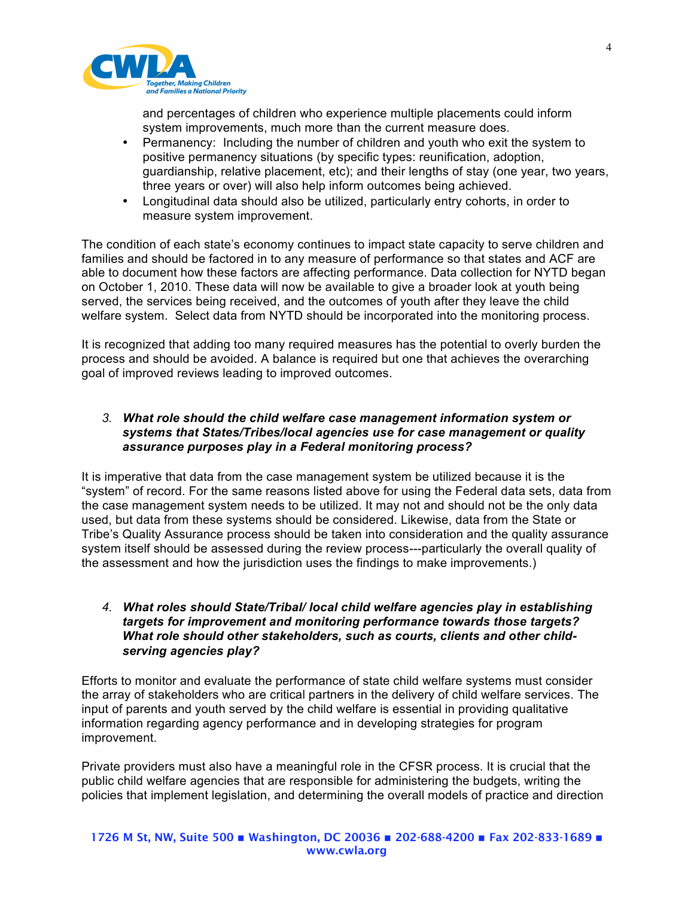and percentages of children who experience multiple placements could inform system improvements, much more than the current measure does.

- Permanency: Including the number of children and youth who exit the system to positive permanency situations (by specific types: reunification, adoption, guardianship, relative placement, etc); and their lengths of stay (one year, two years, three years or over) will also help inform outcomes being achieved.
- Longitudinal data should also be utilized, particularly entry cohorts, in order to measure system improvement.

The condition of each state's economy continues to impact state capacity to serve children and families and should be factored in to any measure of performance so that states and ACF are able to document how these factors are affecting performance. Data collection for NYTD began on October 1, 2010. These data will now be available to give a broader look at youth being served, the services being received, and the outcomes of youth after they leave the child welfare system. Select data from NYTD should be incorporated into the monitoring process.

It is recognized that adding too many required measures has the potential to overly burden the process and should be avoided. A balance is required but one that achieves the overarching goal of improved reviews leading to improved outcomes.

3. ***What role should the child welfare case management information system or systems that States/Tribes/local agencies use for case management or quality assurance purposes play in a Federal monitoring process?***

It is imperative that data from the case management system be utilized because it is the "system" of record. For the same reasons listed above for using the Federal data sets, data from the case management system needs to be utilized. It may not and should not be the only data used, but data from these systems should be considered. Likewise, data from the State or Tribe's Quality Assurance process should be taken into consideration and the quality assurance system itself should be assessed during the review process---particularly the overall quality of the assessment and how the jurisdiction uses the findings to make improvements.)

4. ***What roles should State/Tribal/ local child welfare agencies play in establishing targets for improvement and monitoring performance towards those targets? What role should other stakeholders, such as courts, clients and other child-serving agencies play?***

Efforts to monitor and evaluate the performance of state child welfare systems must consider the array of stakeholders who are critical partners in the delivery of child welfare services. The input of parents and youth served by the child welfare is essential in providing qualitative information regarding agency performance and in developing strategies for program improvement.

Private providers must also have a meaningful role in the CFSR process. It is crucial that the public child welfare agencies that are responsible for administering the budgets, writing the policies that implement legislation, and determining the overall models of practice and direction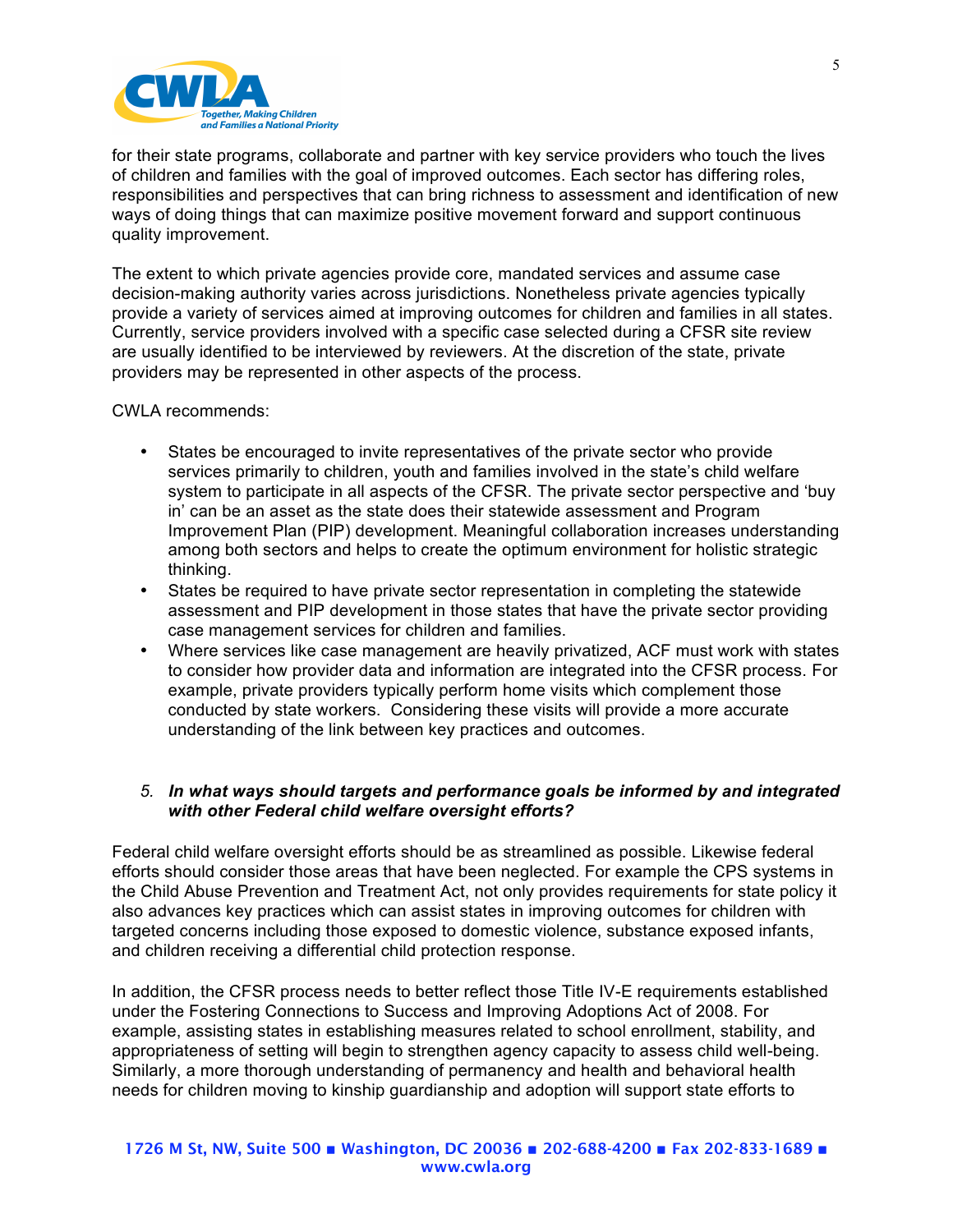for their state programs, collaborate and partner with key service providers who touch the lives of children and families with the goal of improved outcomes. Each sector has differing roles, responsibilities and perspectives that can bring richness to assessment and identification of new ways of doing things that can maximize positive movement forward and support continuous quality improvement.

The extent to which private agencies provide core, mandated services and assume case decision-making authority varies across jurisdictions. Nonetheless private agencies typically provide a variety of services aimed at improving outcomes for children and families in all states. Currently, service providers involved with a specific case selected during a CFSR site review are usually identified to be interviewed by reviewers. At the discretion of the state, private providers may be represented in other aspects of the process.

CWLA recommends:

- States be encouraged to invite representatives of the private sector who provide services primarily to children, youth and families involved in the state's child welfare system to participate in all aspects of the CFSR. The private sector perspective and 'buy in' can be an asset as the state does their statewide assessment and Program Improvement Plan (PIP) development. Meaningful collaboration increases understanding among both sectors and helps to create the optimum environment for holistic strategic thinking.
- States be required to have private sector representation in completing the statewide assessment and PIP development in those states that have the private sector providing case management services for children and families.
- Where services like case management are heavily privatized, ACF must work with states to consider how provider data and information are integrated into the CFSR process. For example, private providers typically perform home visits which complement those conducted by state workers. Considering these visits will provide a more accurate understanding of the link between key practices and outcomes.

5. ***In what ways should targets and performance goals be informed by and integrated with other Federal child welfare oversight efforts?***

Federal child welfare oversight efforts should be as streamlined as possible. Likewise federal efforts should consider those areas that have been neglected. For example the CPS systems in the Child Abuse Prevention and Treatment Act, not only provides requirements for state policy it also advances key practices which can assist states in improving outcomes for children with targeted concerns including those exposed to domestic violence, substance exposed infants, and children receiving a differential child protection response.

In addition, the CFSR process needs to better reflect those Title IV-E requirements established under the Fostering Connections to Success and Improving Adoptions Act of 2008. For example, assisting states in establishing measures related to school enrollment, stability, and appropriateness of setting will begin to strengthen agency capacity to assess child well-being. Similarly, a more thorough understanding of permanency and health and behavioral health needs for children moving to kinship guardianship and adoption will support state efforts to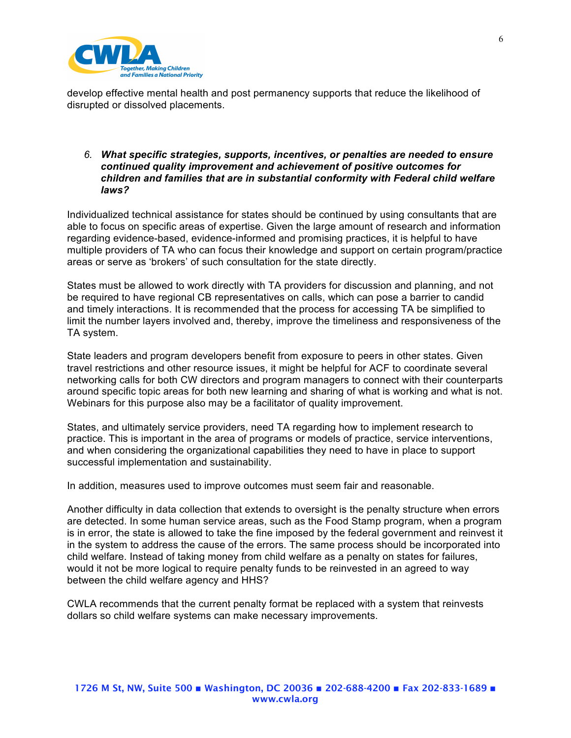develop effective mental health and post permanency supports that reduce the likelihood of disrupted or dissolved placements.

6. ***What specific strategies, supports, incentives, or penalties are needed to ensure continued quality improvement and achievement of positive outcomes for children and families that are in substantial conformity with Federal child welfare laws?***

Individualized technical assistance for states should be continued by using consultants that are able to focus on specific areas of expertise. Given the large amount of research and information regarding evidence-based, evidence-informed and promising practices, it is helpful to have multiple providers of TA who can focus their knowledge and support on certain program/practice areas or serve as 'brokers' of such consultation for the state directly.

States must be allowed to work directly with TA providers for discussion and planning, and not be required to have regional CB representatives on calls, which can pose a barrier to candid and timely interactions. It is recommended that the process for accessing TA be simplified to limit the number layers involved and, thereby, improve the timeliness and responsiveness of the TA system.

State leaders and program developers benefit from exposure to peers in other states. Given travel restrictions and other resource issues, it might be helpful for ACF to coordinate several networking calls for both CW directors and program managers to connect with their counterparts around specific topic areas for both new learning and sharing of what is working and what is not. Webinars for this purpose also may be a facilitator of quality improvement.

States, and ultimately service providers, need TA regarding how to implement research to practice. This is important in the area of programs or models of practice, service interventions, and when considering the organizational capabilities they need to have in place to support successful implementation and sustainability.

In addition, measures used to improve outcomes must seem fair and reasonable.

Another difficulty in data collection that extends to oversight is the penalty structure when errors are detected. In some human service areas, such as the Food Stamp program, when a program is in error, the state is allowed to take the fine imposed by the federal government and reinvest it in the system to address the cause of the errors. The same process should be incorporated into child welfare. Instead of taking money from child welfare as a penalty on states for failures, would it not be more logical to require penalty funds to be reinvested in an agreed to way between the child welfare agency and HHS?

CWLA recommends that the current penalty format be replaced with a system that reinvests dollars so child welfare systems can make necessary improvements.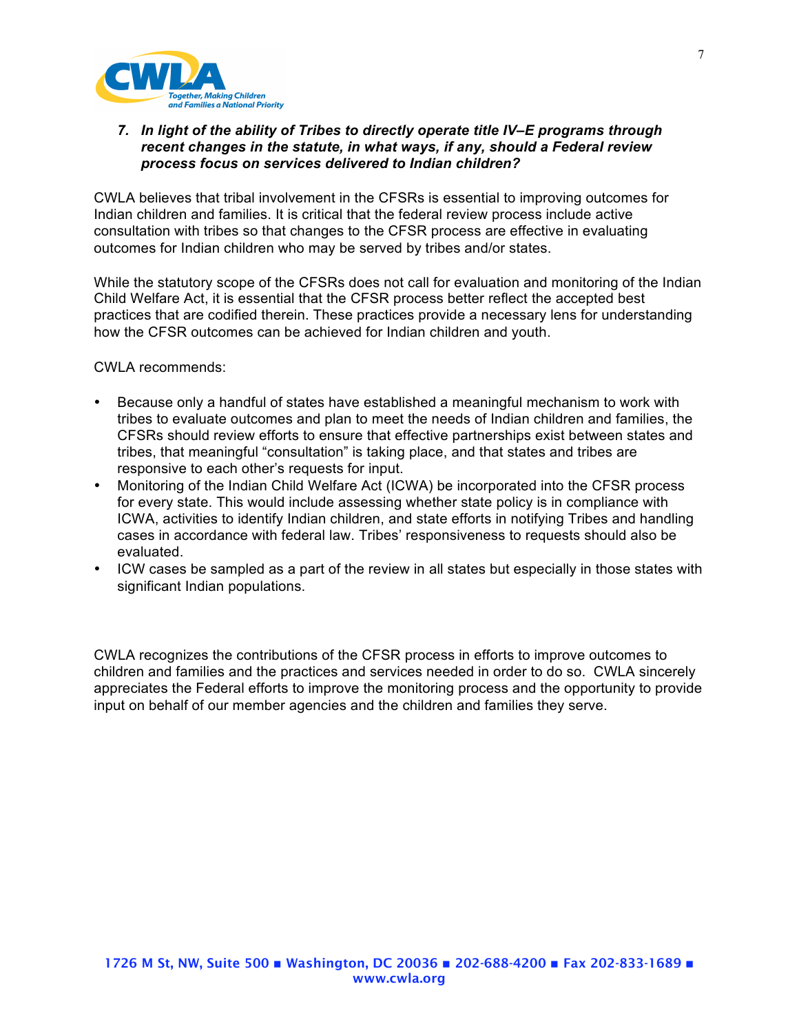7. ***In light of the ability of Tribes to directly operate title IV–E programs through recent changes in the statute, in what ways, if any, should a Federal review process focus on services delivered to Indian children?***

CWLA believes that tribal involvement in the CFSRs is essential to improving outcomes for Indian children and families. It is critical that the federal review process include active consultation with tribes so that changes to the CFSR process are effective in evaluating outcomes for Indian children who may be served by tribes and/or states.

While the statutory scope of the CFSRs does not call for evaluation and monitoring of the Indian Child Welfare Act, it is essential that the CFSR process better reflect the accepted best practices that are codified therein. These practices provide a necessary lens for understanding how the CFSR outcomes can be achieved for Indian children and youth.

CWLA recommends:

- Because only a handful of states have established a meaningful mechanism to work with tribes to evaluate outcomes and plan to meet the needs of Indian children and families, the CFSRs should review efforts to ensure that effective partnerships exist between states and tribes, that meaningful "consultation" is taking place, and that states and tribes are responsive to each other's requests for input.
- Monitoring of the Indian Child Welfare Act (ICWA) be incorporated into the CFSR process for every state. This would include assessing whether state policy is in compliance with ICWA, activities to identify Indian children, and state efforts in notifying Tribes and handling cases in accordance with federal law. Tribes' responsiveness to requests should also be evaluated.
- ICW cases be sampled as a part of the review in all states but especially in those states with significant Indian populations.

CWLA recognizes the contributions of the CFSR process in efforts to improve outcomes to children and families and the practices and services needed in order to do so. CWLA sincerely appreciates the Federal efforts to improve the monitoring process and the opportunity to provide input on behalf of our member agencies and the children and families they serve.